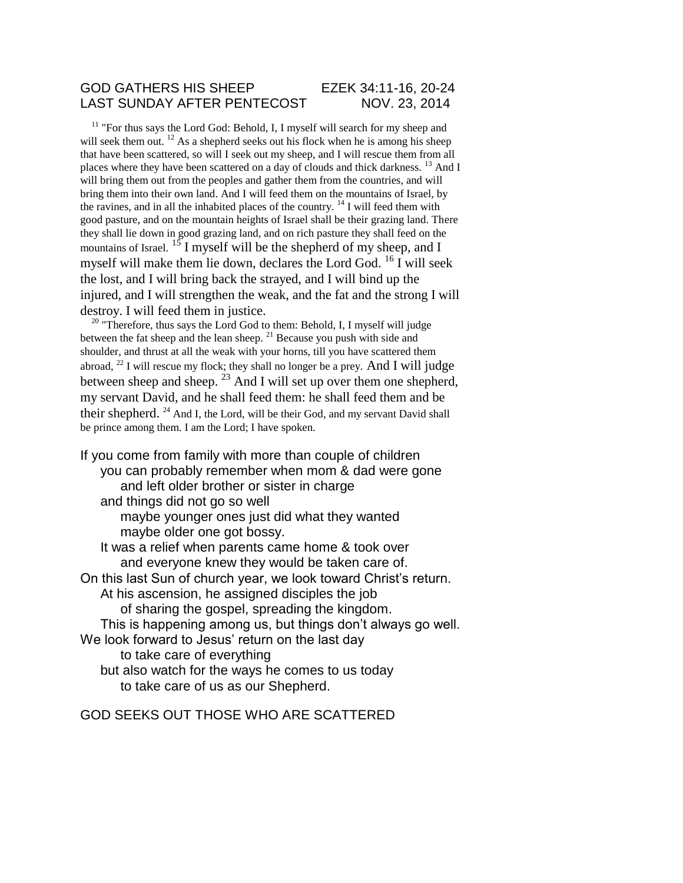# GOD GATHERS HIS SHEEP EZEK 34:11-16, 20-24
# LAST SUNDAY AFTER PENTECOST NOV. 23, 2014

[11] "For thus says the Lord God: Behold, I, I myself will search for my sheep and will seek them out. [12] As a shepherd seeks out his flock when he is among his sheep that have been scattered, so will I seek out my sheep, and I will rescue them from all places where they have been scattered on a day of clouds and thick darkness. [13] And I will bring them out from the peoples and gather them from the countries, and will bring them into their own land. And I will feed them on the mountains of Israel, by the ravines, and in all the inhabited places of the country. [14] I will feed them with good pasture, and on the mountain heights of Israel shall be their grazing land. There they shall lie down in good grazing land, and on rich pasture they shall feed on the mountains of Israel. [15] I myself will be the shepherd of my sheep, and I myself will make them lie down, declares the Lord God. [16] I will seek the lost, and I will bring back the strayed, and I will bind up the injured, and I will strengthen the weak, and the fat and the strong I will destroy. I will feed them in justice.

[20] "Therefore, thus says the Lord God to them: Behold, I, I myself will judge between the fat sheep and the lean sheep. [21] Because you push with side and shoulder, and thrust at all the weak with your horns, till you have scattered them abroad, [22] I will rescue my flock; they shall no longer be a prey. And I will judge between sheep and sheep. [23] And I will set up over them one shepherd, my servant David, and he shall feed them: he shall feed them and be their shepherd. [24] And I, the Lord, will be their God, and my servant David shall be prince among them. I am the Lord; I have spoken.

If you come from family with more than couple of children
    you can probably remember when mom & dad were gone
        and left older brother or sister in charge
    and things did not go so well
        maybe younger ones just did what they wanted
        maybe older one got bossy.
    It was a relief when parents came home & took over
        and everyone knew they would be taken care of.
On this last Sun of church year, we look toward Christ's return.
    At his ascension, he assigned disciples the job
        of sharing the gospel, spreading the kingdom.
    This is happening among us, but things don't always go well.
We look forward to Jesus' return on the last day
        to take care of everything
    but also watch for the ways he comes to us today
        to take care of us as our Shepherd.

## GOD SEEKS OUT THOSE WHO ARE SCATTERED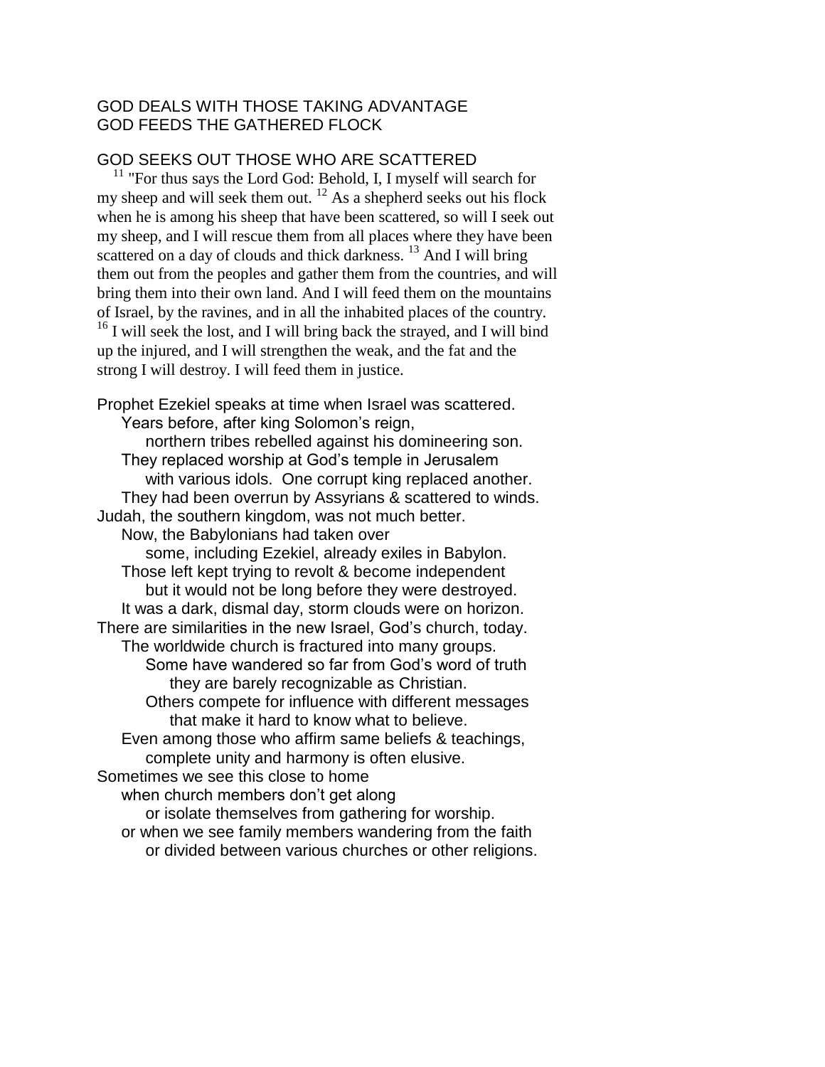GOD DEALS WITH THOSE TAKING ADVANTAGE
GOD FEEDS THE GATHERED FLOCK

GOD SEEKS OUT THOSE WHO ARE SCATTERED

[11] "For thus says the Lord God: Behold, I, I myself will search for my sheep and will seek them out. [12] As a shepherd seeks out his flock when he is among his sheep that have been scattered, so will I seek out my sheep, and I will rescue them from all places where they have been scattered on a day of clouds and thick darkness. [13] And I will bring them out from the peoples and gather them from the countries, and will bring them into their own land. And I will feed them on the mountains of Israel, by the ravines, and in all the inhabited places of the country. [16] I will seek the lost, and I will bring back the strayed, and I will bind up the injured, and I will strengthen the weak, and the fat and the strong I will destroy. I will feed them in justice.

Prophet Ezekiel speaks at time when Israel was scattered.
    Years before, after king Solomon's reign,
        northern tribes rebelled against his domineering son.
    They replaced worship at God's temple in Jerusalem
        with various idols. One corrupt king replaced another.
    They had been overrun by Assyrians & scattered to winds.
Judah, the southern kingdom, was not much better.
    Now, the Babylonians had taken over
        some, including Ezekiel, already exiles in Babylon.
    Those left kept trying to revolt & become independent
        but it would not be long before they were destroyed.
    It was a dark, dismal day, storm clouds were on horizon.
There are similarities in the new Israel, God's church, today.
    The worldwide church is fractured into many groups.
        Some have wandered so far from God's word of truth
            they are barely recognizable as Christian.
        Others compete for influence with different messages
            that make it hard to know what to believe.
    Even among those who affirm same beliefs & teachings,
        complete unity and harmony is often elusive.
Sometimes we see this close to home
    when church members don't get along
        or isolate themselves from gathering for worship.
    or when we see family members wandering from the faith
        or divided between various churches or other religions.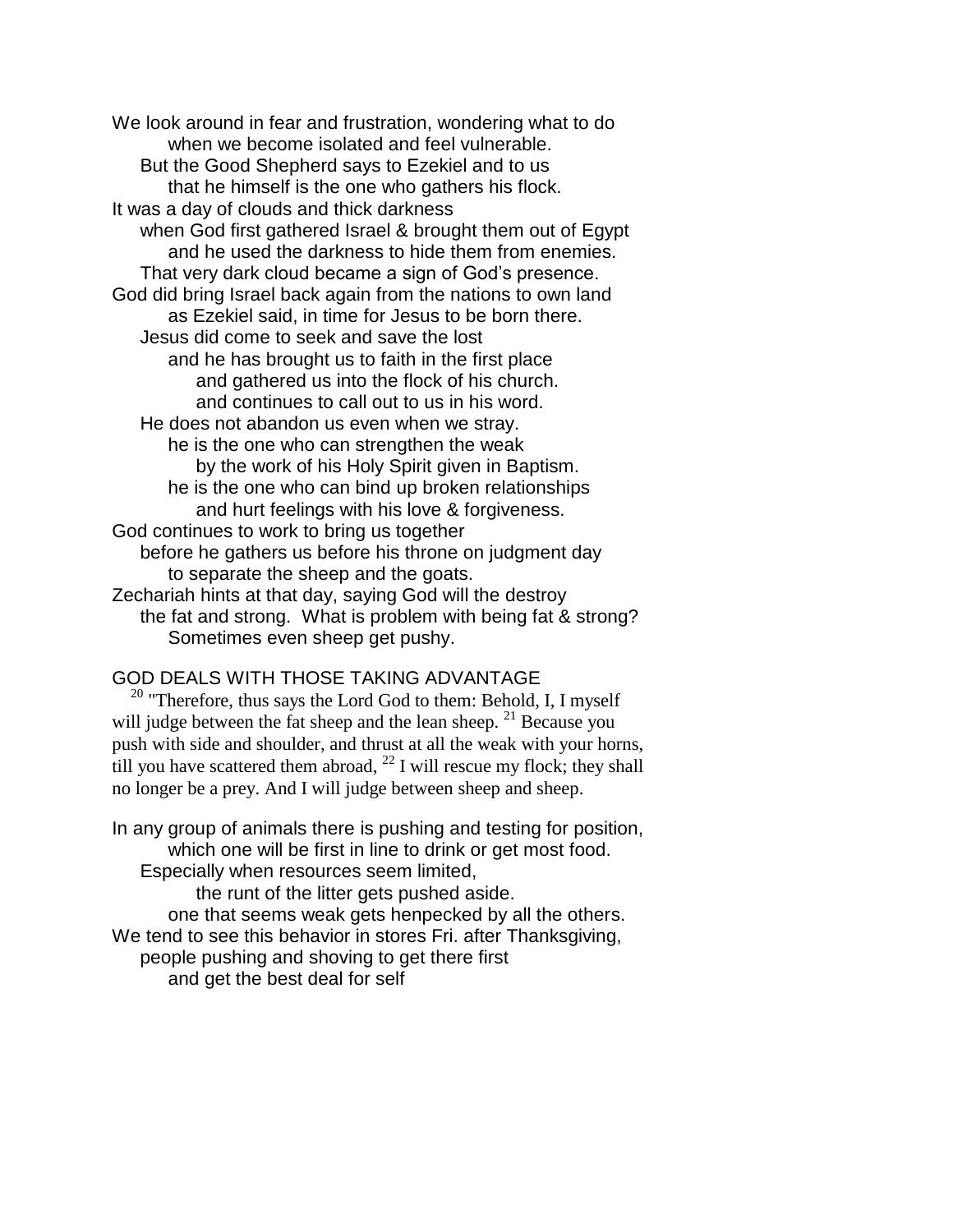We look around in fear and frustration, wondering what to do
when we become isolated and feel vulnerable.
But the Good Shepherd says to Ezekiel and to us
that he himself is the one who gathers his flock.
It was a day of clouds and thick darkness
when God first gathered Israel & brought them out of Egypt
and he used the darkness to hide them from enemies.
That very dark cloud became a sign of God's presence.
God did bring Israel back again from the nations to own land
as Ezekiel said, in time for Jesus to be born there.
Jesus did come to seek and save the lost
and he has brought us to faith in the first place
and gathered us into the flock of his church.
and continues to call out to us in his word.
He does not abandon us even when we stray.
he is the one who can strengthen the weak
by the work of his Holy Spirit given in Baptism.
he is the one who can bind up broken relationships
and hurt feelings with his love & forgiveness.
God continues to work to bring us together
before he gathers us before his throne on judgment day
to separate the sheep and the goats.
Zechariah hints at that day, saying God will the destroy
the fat and strong. What is problem with being fat & strong?
Sometimes even sheep get pushy.

GOD DEALS WITH THOSE TAKING ADVANTAGE

[20] "Therefore, thus says the Lord God to them: Behold, I, I myself will judge between the fat sheep and the lean sheep. [21] Because you push with side and shoulder, and thrust at all the weak with your horns, till you have scattered them abroad, [22] I will rescue my flock; they shall no longer be a prey. And I will judge between sheep and sheep.

In any group of animals there is pushing and testing for position,
which one will be first in line to drink or get most food.
Especially when resources seem limited,
the runt of the litter gets pushed aside.
one that seems weak gets henpecked by all the others.
We tend to see this behavior in stores Fri. after Thanksgiving,
people pushing and shoving to get there first
and get the best deal for self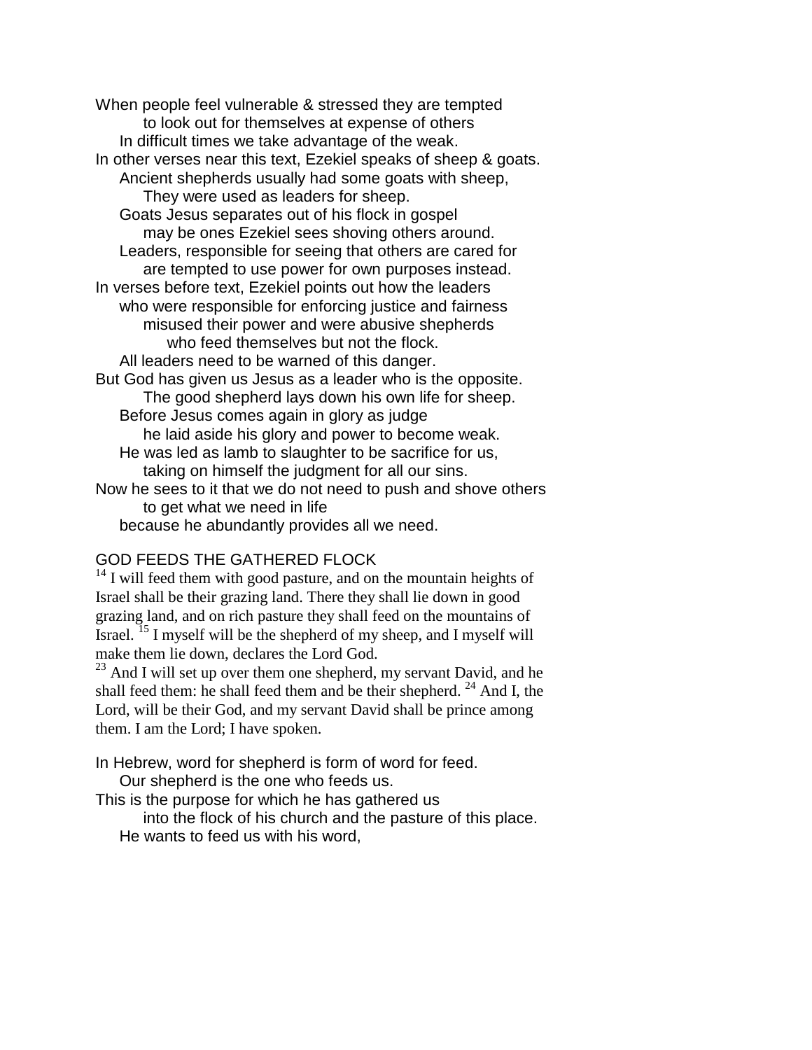When people feel vulnerable & stressed they are tempted
to look out for themselves at expense of others
In difficult times we take advantage of the weak.
In other verses near this text, Ezekiel speaks of sheep & goats.
Ancient shepherds usually had some goats with sheep,
They were used as leaders for sheep.
Goats Jesus separates out of his flock in gospel
may be ones Ezekiel sees shoving others around.
Leaders, responsible for seeing that others are cared for
are tempted to use power for own purposes instead.
In verses before text, Ezekiel points out how the leaders
who were responsible for enforcing justice and fairness
misused their power and were abusive shepherds
who feed themselves but not the flock.
All leaders need to be warned of this danger.
But God has given us Jesus as a leader who is the opposite.
The good shepherd lays down his own life for sheep.
Before Jesus comes again in glory as judge
he laid aside his glory and power to become weak.
He was led as lamb to slaughter to be sacrifice for us,
taking on himself the judgment for all our sins.
Now he sees to it that we do not need to push and shove others
to get what we need in life
because he abundantly provides all we need.

GOD FEEDS THE GATHERED FLOCK

[14] I will feed them with good pasture, and on the mountain heights of Israel shall be their grazing land. There they shall lie down in good grazing land, and on rich pasture they shall feed on the mountains of Israel. [15] I myself will be the shepherd of my sheep, and I myself will make them lie down, declares the Lord God.
[23] And I will set up over them one shepherd, my servant David, and he shall feed them: he shall feed them and be their shepherd. [24] And I, the Lord, will be their God, and my servant David shall be prince among them. I am the Lord; I have spoken.

In Hebrew, word for shepherd is form of word for feed.
Our shepherd is the one who feeds us.
This is the purpose for which he has gathered us
into the flock of his church and the pasture of this place.
He wants to feed us with his word,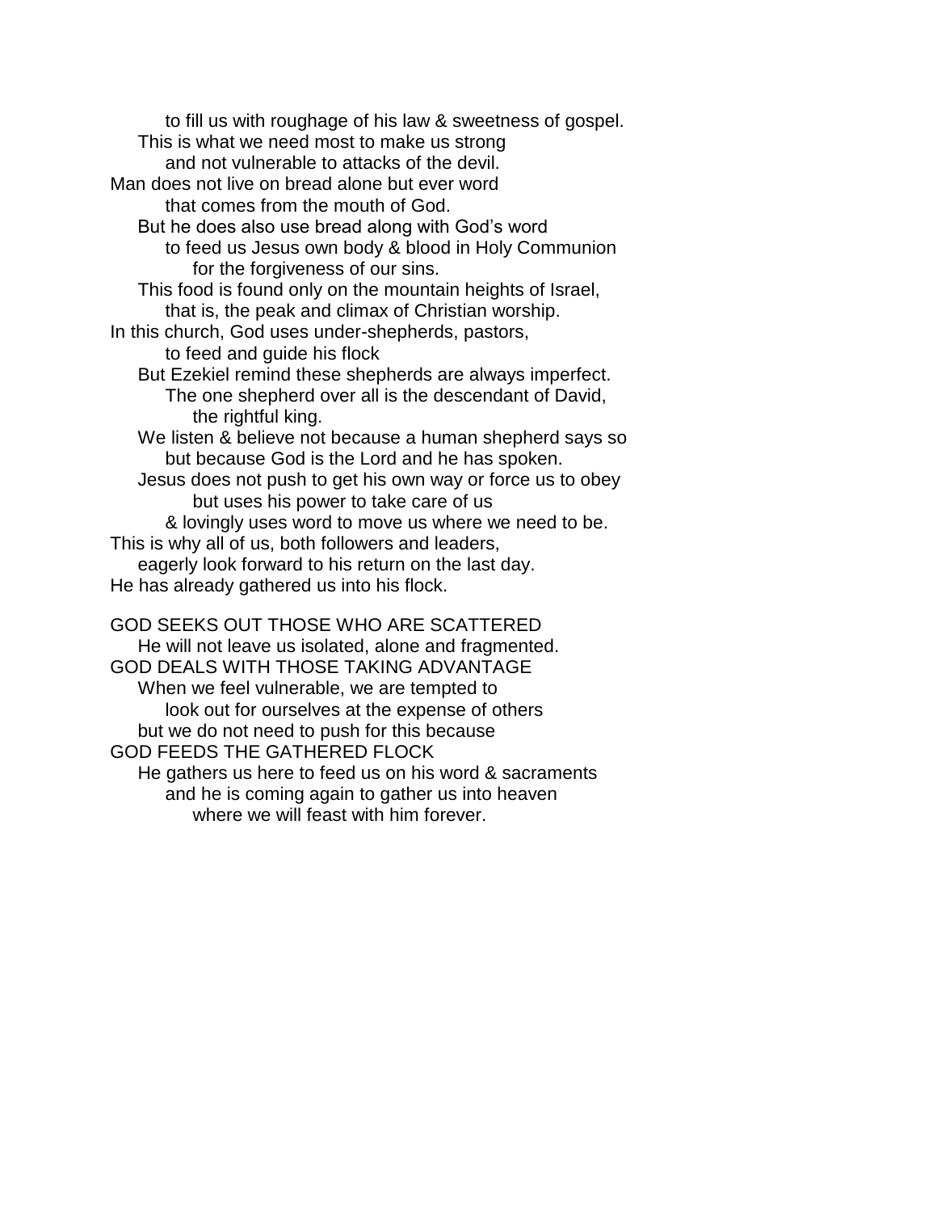to fill us with roughage of his law & sweetness of gospel.
This is what we need most to make us strong
and not vulnerable to attacks of the devil.
Man does not live on bread alone but ever word
that comes from the mouth of God.
But he does also use bread along with God's word
to feed us Jesus own body & blood in Holy Communion
for the forgiveness of our sins.
This food is found only on the mountain heights of Israel,
that is, the peak and climax of Christian worship.
In this church, God uses under-shepherds, pastors,
to feed and guide his flock
But Ezekiel remind these shepherds are always imperfect.
The one shepherd over all is the descendant of David,
the rightful king.
We listen & believe not because a human shepherd says so
but because God is the Lord and he has spoken.
Jesus does not push to get his own way or force us to obey
but uses his power to take care of us
& lovingly uses word to move us where we need to be.
This is why all of us, both followers and leaders,
eagerly look forward to his return on the last day.
He has already gathered us into his flock.

GOD SEEKS OUT THOSE WHO ARE SCATTERED
He will not leave us isolated, alone and fragmented.
GOD DEALS WITH THOSE TAKING ADVANTAGE
When we feel vulnerable, we are tempted to
look out for ourselves at the expense of others
but we do not need to push for this because
GOD FEEDS THE GATHERED FLOCK
He gathers us here to feed us on his word & sacraments
and he is coming again to gather us into heaven
where we will feast with him forever.